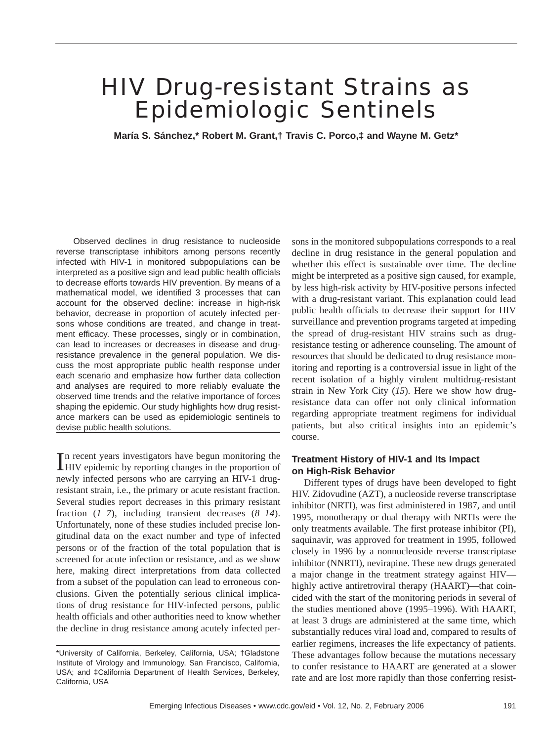# HIV Drug-resistant Strains as Epidemiologic Sentinels

**María S. Sánchez,* Robert M. Grant,† Travis C. Porco,‡ and Wayne M. Getz***

Observed declines in drug resistance to nucleoside reverse transcriptase inhibitors among persons recently infected with HIV-1 in monitored subpopulations can be interpreted as a positive sign and lead public health officials to decrease efforts towards HIV prevention. By means of a mathematical model, we identified 3 processes that can account for the observed decline: increase in high-risk behavior, decrease in proportion of acutely infected persons whose conditions are treated, and change in treatment efficacy. These processes, singly or in combination, can lead to increases or decreases in disease and drug-resistance prevalence in the general population. We discuss the most appropriate public health response under each scenario and emphasize how further data collection and analyses are required to more reliably evaluate the observed time trends and the relative importance of forces shaping the epidemic. Our study highlights how drug resistance markers can be used as epidemiologic sentinels to devise public health solutions.

In recent years investigators have begun monitoring the HIV epidemic by reporting changes in the proportion of newly infected persons who are carrying an HIV-1 drug-resistant strain, i.e., the primary or acute resistant fraction. Several studies report decreases in this primary resistant fraction (*1–7*), including transient decreases (*8–14*). Unfortunately, none of these studies included precise longitudinal data on the exact number and type of infected persons or of the fraction of the total population that is screened for acute infection or resistance, and as we show here, making direct interpretations from data collected from a subset of the population can lead to erroneous conclusions. Given the potentially serious clinical implications of drug resistance for HIV-infected persons, public health officials and other authorities need to know whether the decline in drug resistance among acutely infected persons in the monitored subpopulations corresponds to a real decline in drug resistance in the general population and whether this effect is sustainable over time. The decline might be interpreted as a positive sign caused, for example, by less high-risk activity by HIV-positive persons infected with a drug-resistant variant. This explanation could lead public health officials to decrease their support for HIV surveillance and prevention programs targeted at impeding the spread of drug-resistant HIV strains such as drug-resistance testing or adherence counseling. The amount of resources that should be dedicated to drug resistance monitoring and reporting is a controversial issue in light of the recent isolation of a highly virulent multidrug-resistant strain in New York City (*15*). Here we show how drug-resistance data can offer not only clinical information regarding appropriate treatment regimens for individual patients, but also critical insights into an epidemic's course.

*University of California, Berkeley, California, USA; †Gladstone Institute of Virology and Immunology, San Francisco, California, USA; and ‡California Department of Health Services, Berkeley, California, USA

## Treatment History of HIV-1 and Its Impact on High-Risk Behavior

Different types of drugs have been developed to fight HIV. Zidovudine (AZT), a nucleoside reverse transcriptase inhibitor (NRTI), was first administered in 1987, and until 1995, monotherapy or dual therapy with NRTIs were the only treatments available. The first protease inhibitor (PI), saquinavir, was approved for treatment in 1995, followed closely in 1996 by a nonnucleoside reverse transcriptase inhibitor (NNRTI), nevirapine. These new drugs generated a major change in the treatment strategy against HIV—highly active antiretroviral therapy (HAART)—that coincided with the start of the monitoring periods in several of the studies mentioned above (1995–1996). With HAART, at least 3 drugs are administered at the same time, which substantially reduces viral load and, compared to results of earlier regimens, increases the life expectancy of patients. These advantages follow because the mutations necessary to confer resistance to HAART are generated at a slower rate and are lost more rapidly than those conferring resist-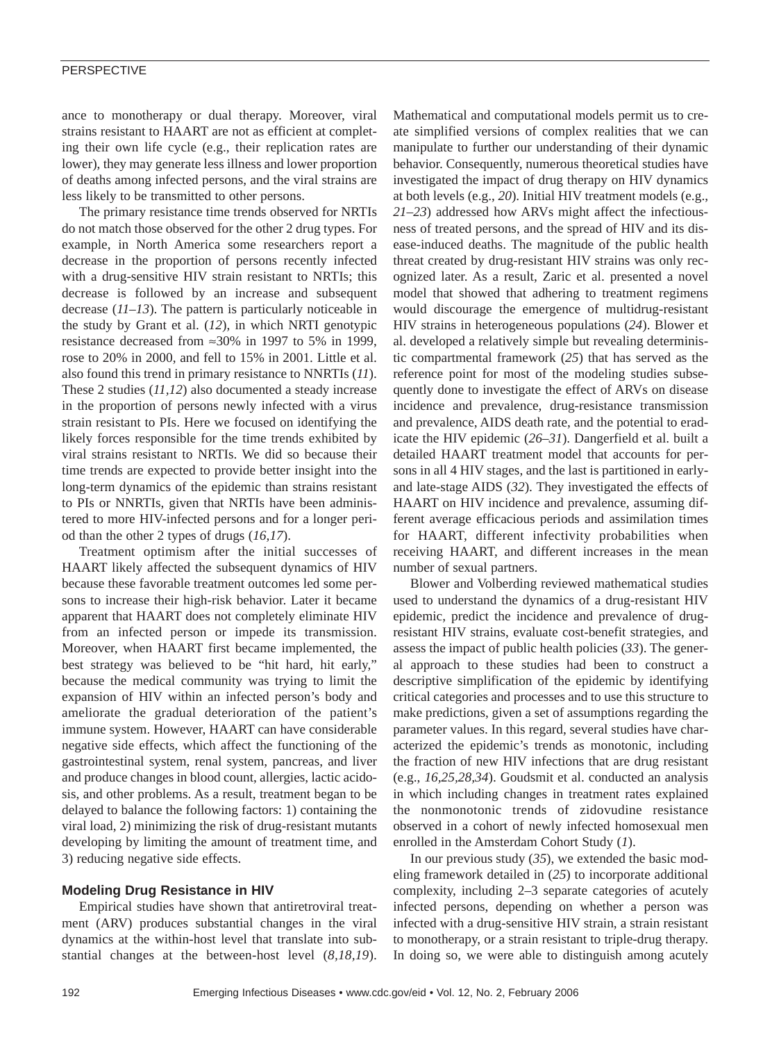ance to monotherapy or dual therapy. Moreover, viral strains resistant to HAART are not as efficient at completing their own life cycle (e.g., their replication rates are lower), they may generate less illness and lower proportion of deaths among infected persons, and the viral strains are less likely to be transmitted to other persons.

The primary resistance time trends observed for NRTIs do not match those observed for the other 2 drug types. For example, in North America some researchers report a decrease in the proportion of persons recently infected with a drug-sensitive HIV strain resistant to NRTIs; this decrease is followed by an increase and subsequent decrease (*11–13*). The pattern is particularly noticeable in the study by Grant et al. (*12*), in which NRTI genotypic resistance decreased from ≈30% in 1997 to 5% in 1999, rose to 20% in 2000, and fell to 15% in 2001. Little et al. also found this trend in primary resistance to NNRTIs (*11*). These 2 studies (*11,12*) also documented a steady increase in the proportion of persons newly infected with a virus strain resistant to PIs. Here we focused on identifying the likely forces responsible for the time trends exhibited by viral strains resistant to NRTIs. We did so because their time trends are expected to provide better insight into the long-term dynamics of the epidemic than strains resistant to PIs or NNRTIs, given that NRTIs have been administered to more HIV-infected persons and for a longer period than the other 2 types of drugs (*16,17*).

Treatment optimism after the initial successes of HAART likely affected the subsequent dynamics of HIV because these favorable treatment outcomes led some persons to increase their high-risk behavior. Later it became apparent that HAART does not completely eliminate HIV from an infected person or impede its transmission. Moreover, when HAART first became implemented, the best strategy was believed to be "hit hard, hit early," because the medical community was trying to limit the expansion of HIV within an infected person's body and ameliorate the gradual deterioration of the patient's immune system. However, HAART can have considerable negative side effects, which affect the functioning of the gastrointestinal system, renal system, pancreas, and liver and produce changes in blood count, allergies, lactic acidosis, and other problems. As a result, treatment began to be delayed to balance the following factors: 1) containing the viral load, 2) minimizing the risk of drug-resistant mutants developing by limiting the amount of treatment time, and 3) reducing negative side effects.

### Modeling Drug Resistance in HIV

Empirical studies have shown that antiretroviral treatment (ARV) produces substantial changes in the viral dynamics at the within-host level that translate into substantial changes at the between-host level (*8,18,19*). Mathematical and computational models permit us to create simplified versions of complex realities that we can manipulate to further our understanding of their dynamic behavior. Consequently, numerous theoretical studies have investigated the impact of drug therapy on HIV dynamics at both levels (e.g., *20*). Initial HIV treatment models (e.g., *21–23*) addressed how ARVs might affect the infectiousness of treated persons, and the spread of HIV and its disease-induced deaths. The magnitude of the public health threat created by drug-resistant HIV strains was only recognized later. As a result, Zaric et al. presented a novel model that showed that adhering to treatment regimens would discourage the emergence of multidrug-resistant HIV strains in heterogeneous populations (*24*). Blower et al. developed a relatively simple but revealing deterministic compartmental framework (*25*) that has served as the reference point for most of the modeling studies subsequently done to investigate the effect of ARVs on disease incidence and prevalence, drug-resistance transmission and prevalence, AIDS death rate, and the potential to eradicate the HIV epidemic (*26–31*). Dangerfield et al. built a detailed HAART treatment model that accounts for persons in all 4 HIV stages, and the last is partitioned in early- and late-stage AIDS (*32*). They investigated the effects of HAART on HIV incidence and prevalence, assuming different average efficacious periods and assimilation times for HAART, different infectivity probabilities when receiving HAART, and different increases in the mean number of sexual partners.

Blower and Volberding reviewed mathematical studies used to understand the dynamics of a drug-resistant HIV epidemic, predict the incidence and prevalence of drug-resistant HIV strains, evaluate cost-benefit strategies, and assess the impact of public health policies (*33*). The general approach to these studies had been to construct a descriptive simplification of the epidemic by identifying critical categories and processes and to use this structure to make predictions, given a set of assumptions regarding the parameter values. In this regard, several studies have characterized the epidemic's trends as monotonic, including the fraction of new HIV infections that are drug resistant (e.g., *16,25,28,34*). Goudsmit et al. conducted an analysis in which including changes in treatment rates explained the nonmonotonic trends of zidovudine resistance observed in a cohort of newly infected homosexual men enrolled in the Amsterdam Cohort Study (*1*).

In our previous study (*35*), we extended the basic modeling framework detailed in (*25*) to incorporate additional complexity, including 2–3 separate categories of acutely infected persons, depending on whether a person was infected with a drug-sensitive HIV strain, a strain resistant to monotherapy, or a strain resistant to triple-drug therapy. In doing so, we were able to distinguish among acutely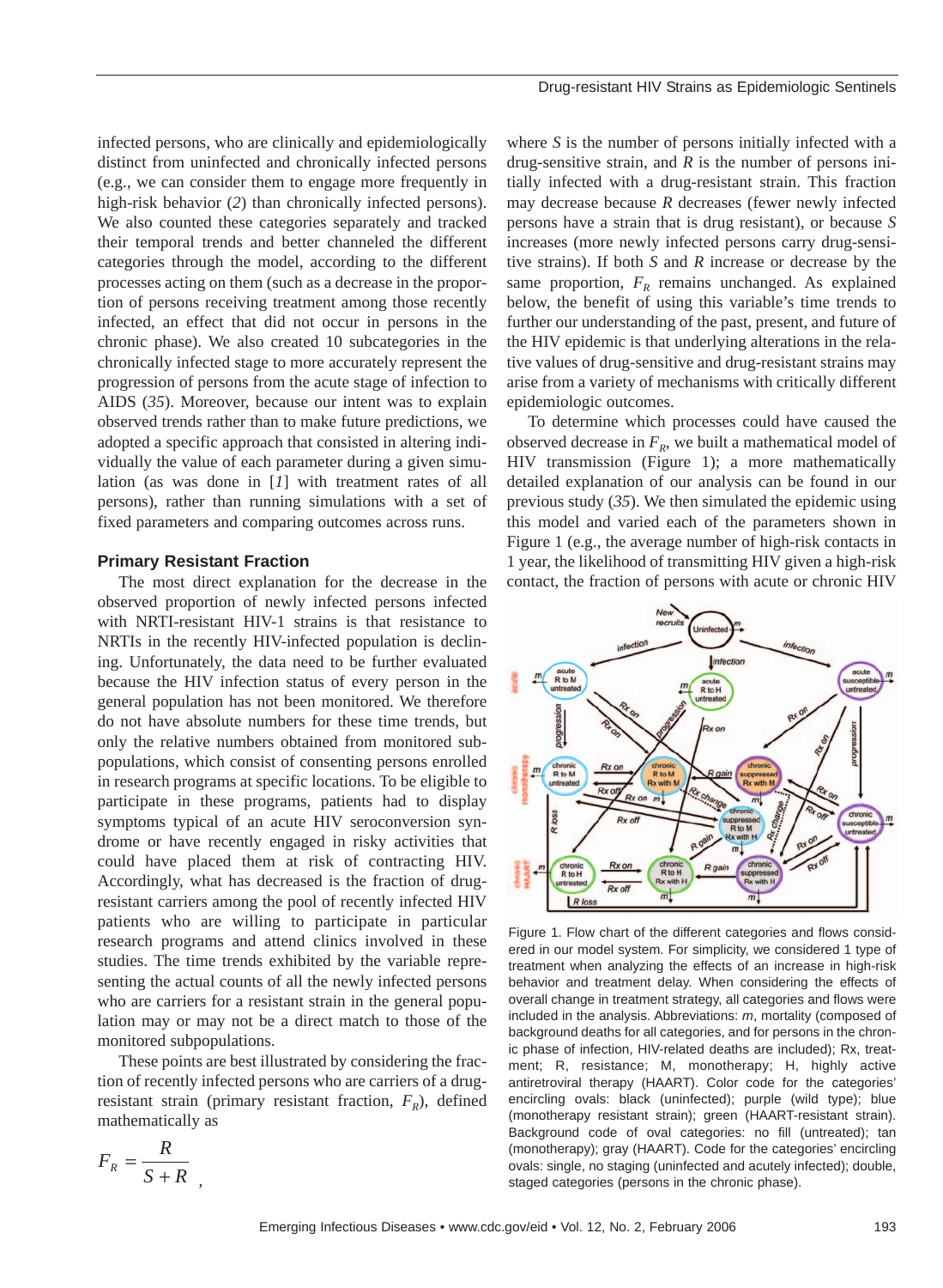infected persons, who are clinically and epidemiologically distinct from uninfected and chronically infected persons (e.g., we can consider them to engage more frequently in high-risk behavior (*2*) than chronically infected persons). We also counted these categories separately and tracked their temporal trends and better channeled the different categories through the model, according to the different processes acting on them (such as a decrease in the proportion of persons receiving treatment among those recently infected, an effect that did not occur in persons in the chronic phase). We also created 10 subcategories in the chronically infected stage to more accurately represent the progression of persons from the acute stage of infection to AIDS (*35*). Moreover, because our intent was to explain observed trends rather than to make future predictions, we adopted a specific approach that consisted in altering individually the value of each parameter during a given simulation (as was done in [*1*] with treatment rates of all persons), rather than running simulations with a set of fixed parameters and comparing outcomes across runs.

## Primary Resistant Fraction

The most direct explanation for the decrease in the observed proportion of newly infected persons infected with NRTI-resistant HIV-1 strains is that resistance to NRTIs in the recently HIV-infected population is declining. Unfortunately, the data need to be further evaluated because the HIV infection status of every person in the general population has not been monitored. We therefore do not have absolute numbers for these time trends, but only the relative numbers obtained from monitored subpopulations, which consist of consenting persons enrolled in research programs at specific locations. To be eligible to participate in these programs, patients had to display symptoms typical of an acute HIV seroconversion syndrome or have recently engaged in risky activities that could have placed them at risk of contracting HIV. Accordingly, what has decreased is the fraction of drug-resistant carriers among the pool of recently infected HIV patients who are willing to participate in particular research programs and attend clinics involved in these studies. The time trends exhibited by the variable representing the actual counts of all the newly infected persons who are carriers for a resistant strain in the general population may or may not be a direct match to those of the monitored subpopulations.

These points are best illustrated by considering the fraction of recently infected persons who are carriers of a drug-resistant strain (primary resistant fraction, $F_R$), defined mathematically as

$$F_R = \frac{R}{S + R},$$

where $S$ is the number of persons initially infected with a drug-sensitive strain, and $R$ is the number of persons initially infected with a drug-resistant strain. This fraction may decrease because $R$ decreases (fewer newly infected persons have a strain that is drug resistant), or because $S$ increases (more newly infected persons carry drug-sensitive strains). If both $S$ and $R$ increase or decrease by the same proportion, $F_R$ remains unchanged. As explained below, the benefit of using this variable's time trends to further our understanding of the past, present, and future of the HIV epidemic is that underlying alterations in the relative values of drug-sensitive and drug-resistant strains may arise from a variety of mechanisms with critically different epidemiologic outcomes.

To determine which processes could have caused the observed decrease in $F_R$, we built a mathematical model of HIV transmission (Figure 1); a more mathematically detailed explanation of our analysis can be found in our previous study (*35*). We then simulated the epidemic using this model and varied each of the parameters shown in Figure 1 (e.g., the average number of high-risk contacts in 1 year, the likelihood of transmitting HIV given a high-risk contact, the fraction of persons with acute or chronic HIV

Figure 1. Flow chart of the different categories and flows considered in our model system. For simplicity, we considered 1 type of treatment when analyzing the effects of an increase in high-risk behavior and treatment delay. When considering the effects of overall change in treatment strategy, all categories and flows were included in the analysis. Abbreviations: *m*, mortality (composed of background deaths for all categories, and for persons in the chronic phase of infection, HIV-related deaths are included); Rx, treatment; R, resistance; M, monotherapy; H, highly active antiretroviral therapy (HAART). Color code for the categories' encircling ovals: black (uninfected); purple (wild type); blue (monotherapy resistant strain); green (HAART-resistant strain). Background code of oval categories: no fill (untreated); tan (monotherapy); gray (HAART). Code for the categories' encircling ovals: single, no staging (uninfected and acutely infected); double, staged categories (persons in the chronic phase).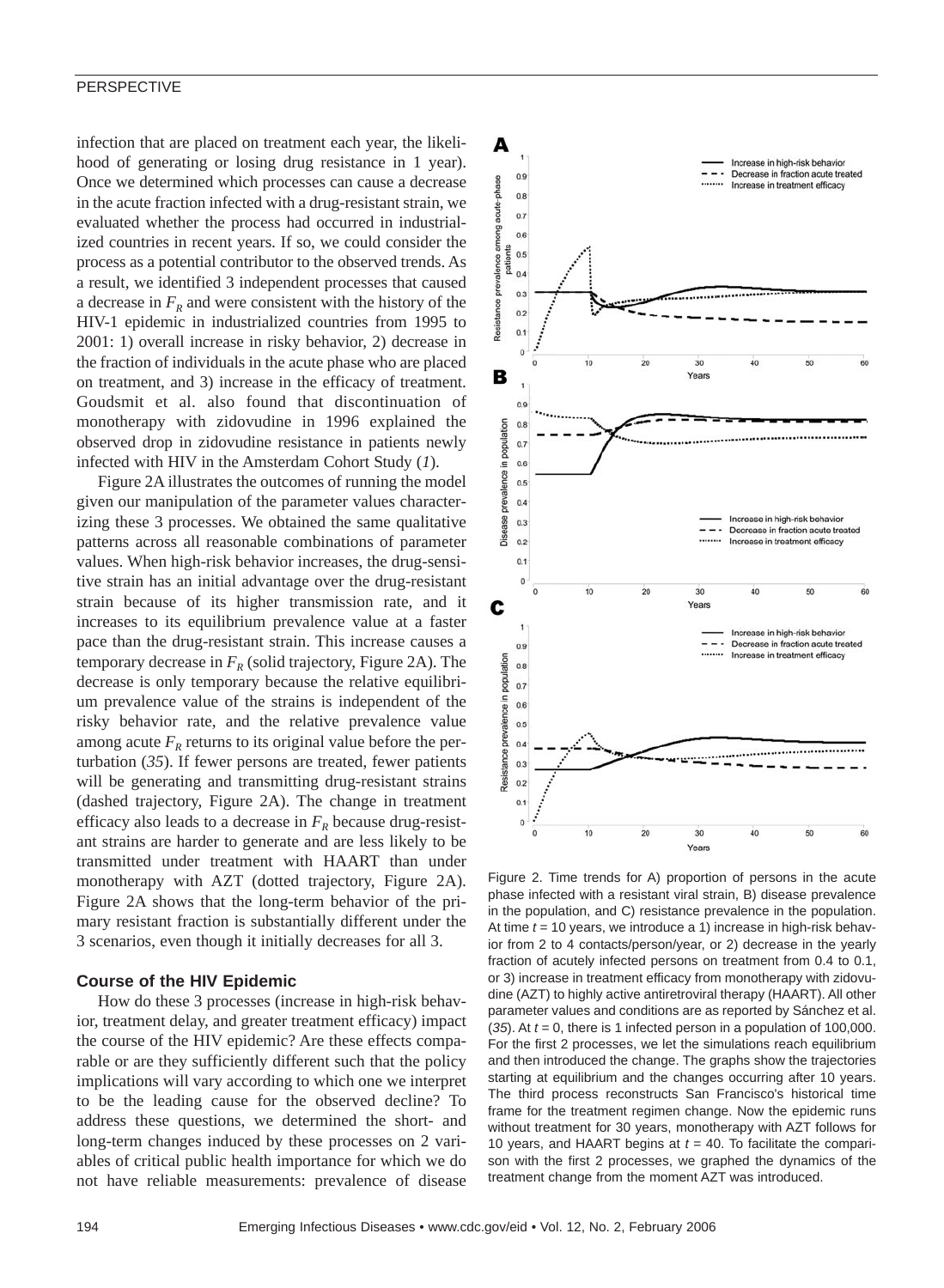infection that are placed on treatment each year, the likelihood of generating or losing drug resistance in 1 year). Once we determined which processes can cause a decrease in the acute fraction infected with a drug-resistant strain, we evaluated whether the process had occurred in industrialized countries in recent years. If so, we could consider the process as a potential contributor to the observed trends. As a result, we identified 3 independent processes that caused a decrease in $F_R$ and were consistent with the history of the HIV-1 epidemic in industrialized countries from 1995 to 2001: 1) overall increase in risky behavior, 2) decrease in the fraction of individuals in the acute phase who are placed on treatment, and 3) increase in the efficacy of treatment. Goudsmit et al. also found that discontinuation of monotherapy with zidovudine in 1996 explained the observed drop in zidovudine resistance in patients newly infected with HIV in the Amsterdam Cohort Study (*1*).

Figure 2A illustrates the outcomes of running the model given our manipulation of the parameter values characterizing these 3 processes. We obtained the same qualitative patterns across all reasonable combinations of parameter values. When high-risk behavior increases, the drug-sensitive strain has an initial advantage over the drug-resistant strain because of its higher transmission rate, and it increases to its equilibrium prevalence value at a faster pace than the drug-resistant strain. This increase causes a temporary decrease in $F_R$ (solid trajectory, Figure 2A). The decrease is only temporary because the relative equilibrium prevalence value of the strains is independent of the risky behavior rate, and the relative prevalence value among acute $F_R$ returns to its original value before the perturbation (*35*). If fewer persons are treated, fewer patients will be generating and transmitting drug-resistant strains (dashed trajectory, Figure 2A). The change in treatment efficacy also leads to a decrease in $F_R$ because drug-resistant strains are harder to generate and are less likely to be transmitted under treatment with HAART than under monotherapy with AZT (dotted trajectory, Figure 2A). Figure 2A shows that the long-term behavior of the primary resistant fraction is substantially different under the 3 scenarios, even though it initially decreases for all 3.

### Course of the HIV Epidemic

How do these 3 processes (increase in high-risk behavior, treatment delay, and greater treatment efficacy) impact the course of the HIV epidemic? Are these effects comparable or are they sufficiently different such that the policy implications will vary according to which one we interpret to be the leading cause for the observed decline? To address these questions, we determined the short- and long-term changes induced by these processes on 2 variables of critical public health importance for which we do not have reliable measurements: prevalence of disease

Figure 2. Time trends for A) proportion of persons in the acute phase infected with a resistant viral strain, B) disease prevalence in the population, and C) resistance prevalence in the population. At time $t = 10$ years, we introduce a 1) increase in high-risk behavior from 2 to 4 contacts/person/year, or 2) decrease in the yearly fraction of acutely infected persons on treatment from 0.4 to 0.1, or 3) increase in treatment efficacy from monotherapy with zidovudine (AZT) to highly active antiretroviral therapy (HAART). All other parameter values and conditions are as reported by Sánchez et al. (*35*). At $t = 0$, there is 1 infected person in a population of 100,000. For the first 2 processes, we let the simulations reach equilibrium and then introduced the change. The graphs show the trajectories starting at equilibrium and the changes occurring after 10 years. The third process reconstructs San Francisco's historical time frame for the treatment regimen change. Now the epidemic runs without treatment for 30 years, monotherapy with AZT follows for 10 years, and HAART begins at $t = 40$. To facilitate the comparison with the first 2 processes, we graphed the dynamics of the treatment change from the moment AZT was introduced.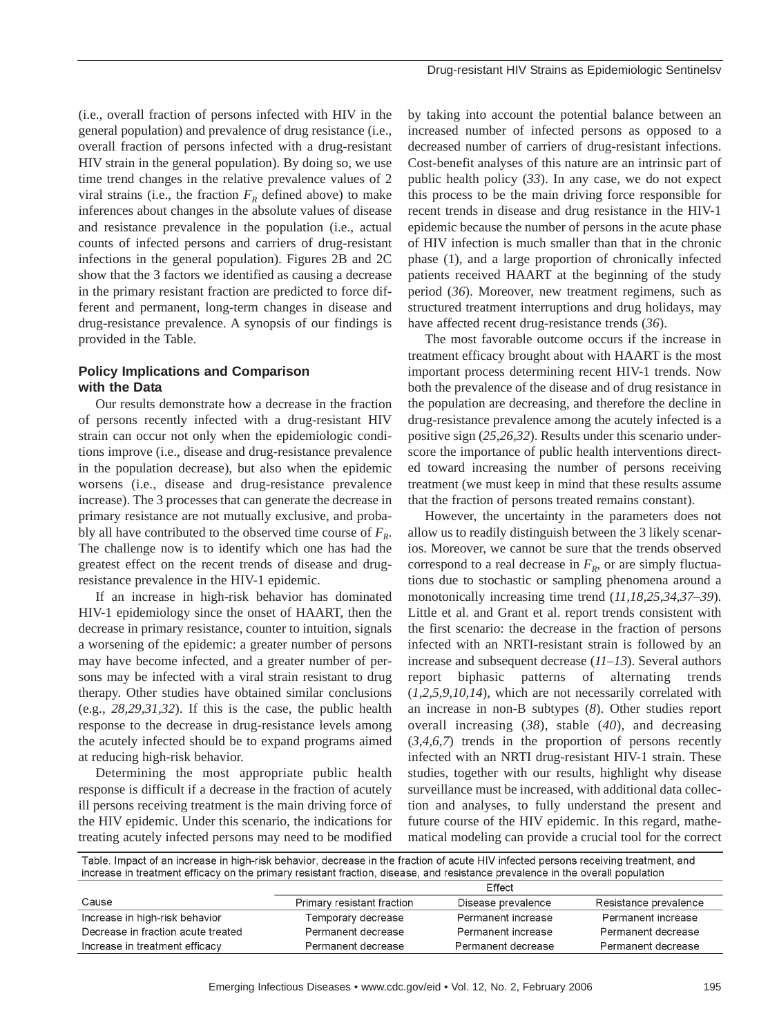(i.e., overall fraction of persons infected with HIV in the general population) and prevalence of drug resistance (i.e., overall fraction of persons infected with a drug-resistant HIV strain in the general population). By doing so, we use time trend changes in the relative prevalence values of 2 viral strains (i.e., the fraction $F_R$ defined above) to make inferences about changes in the absolute values of disease and resistance prevalence in the population (i.e., actual counts of infected persons and carriers of drug-resistant infections in the general population). Figures 2B and 2C show that the 3 factors we identified as causing a decrease in the primary resistant fraction are predicted to force different and permanent, long-term changes in disease and drug-resistance prevalence. A synopsis of our findings is provided in the Table.

## Policy Implications and Comparison with the Data

Our results demonstrate how a decrease in the fraction of persons recently infected with a drug-resistant HIV strain can occur not only when the epidemiologic conditions improve (i.e., disease and drug-resistance prevalence in the population decrease), but also when the epidemic worsens (i.e., disease and drug-resistance prevalence increase). The 3 processes that can generate the decrease in primary resistance are not mutually exclusive, and probably all have contributed to the observed time course of $F_R$. The challenge now is to identify which one has had the greatest effect on the recent trends of disease and drug-resistance prevalence in the HIV-1 epidemic.

If an increase in high-risk behavior has dominated HIV-1 epidemiology since the onset of HAART, then the decrease in primary resistance, counter to intuition, signals a worsening of the epidemic: a greater number of persons may have become infected, and a greater number of persons may be infected with a viral strain resistant to drug therapy. Other studies have obtained similar conclusions (e.g., *28,29,31,32*). If this is the case, the public health response to the decrease in drug-resistance levels among the acutely infected should be to expand programs aimed at reducing high-risk behavior.

Determining the most appropriate public health response is difficult if a decrease in the fraction of acutely ill persons receiving treatment is the main driving force of the HIV epidemic. Under this scenario, the indications for treating acutely infected persons may need to be modified by taking into account the potential balance between an increased number of infected persons as opposed to a decreased number of carriers of drug-resistant infections. Cost-benefit analyses of this nature are an intrinsic part of public health policy (*33*). In any case, we do not expect this process to be the main driving force responsible for recent trends in disease and drug resistance in the HIV-1 epidemic because the number of persons in the acute phase of HIV infection is much smaller than that in the chronic phase (1), and a large proportion of chronically infected patients received HAART at the beginning of the study period (*36*). Moreover, new treatment regimens, such as structured treatment interruptions and drug holidays, may have affected recent drug-resistance trends (*36*).

The most favorable outcome occurs if the increase in treatment efficacy brought about with HAART is the most important process determining recent HIV-1 trends. Now both the prevalence of the disease and of drug resistance in the population are decreasing, and therefore the decline in drug-resistance prevalence among the acutely infected is a positive sign (*25,26,32*). Results under this scenario underscore the importance of public health interventions directed toward increasing the number of persons receiving treatment (we must keep in mind that these results assume that the fraction of persons treated remains constant).

However, the uncertainty in the parameters does not allow us to readily distinguish between the 3 likely scenarios. Moreover, we cannot be sure that the trends observed correspond to a real decrease in $F_R$, or are simply fluctuations due to stochastic or sampling phenomena around a monotonically increasing time trend (*11,18,25,34,37–39*). Little et al. and Grant et al. report trends consistent with the first scenario: the decrease in the fraction of persons infected with an NRTI-resistant strain is followed by an increase and subsequent decrease (*11–13*). Several authors report biphasic patterns of alternating trends (*1,2,5,9,10,14*), which are not necessarily correlated with an increase in non-B subtypes (*8*). Other studies report overall increasing (*38*), stable (*40*), and decreasing (*3,4,6,7*) trends in the proportion of persons recently infected with an NRTI drug-resistant HIV-1 strain. These studies, together with our results, highlight why disease surveillance must be increased, with additional data collection and analyses, to fully understand the present and future course of the HIV epidemic. In this regard, mathematical modeling can provide a crucial tool for the correct

Table. Impact of an increase in high-risk behavior, decrease in the fraction of acute HIV infected persons receiving treatment, and increase in treatment efficacy on the primary resistant fraction, disease, and resistance prevalence in the overall population

| Cause | Effect | | |
|---|---|---|---|
| | Primary resistant fraction | Disease prevalence | Resistance prevalence |
| Increase in high-risk behavior | Temporary decrease | Permanent increase | Permanent increase |
| Decrease in fraction acute treated | Permanent decrease | Permanent increase | Permanent decrease |
| Increase in treatment efficacy | Permanent decrease | Permanent decrease | Permanent decrease |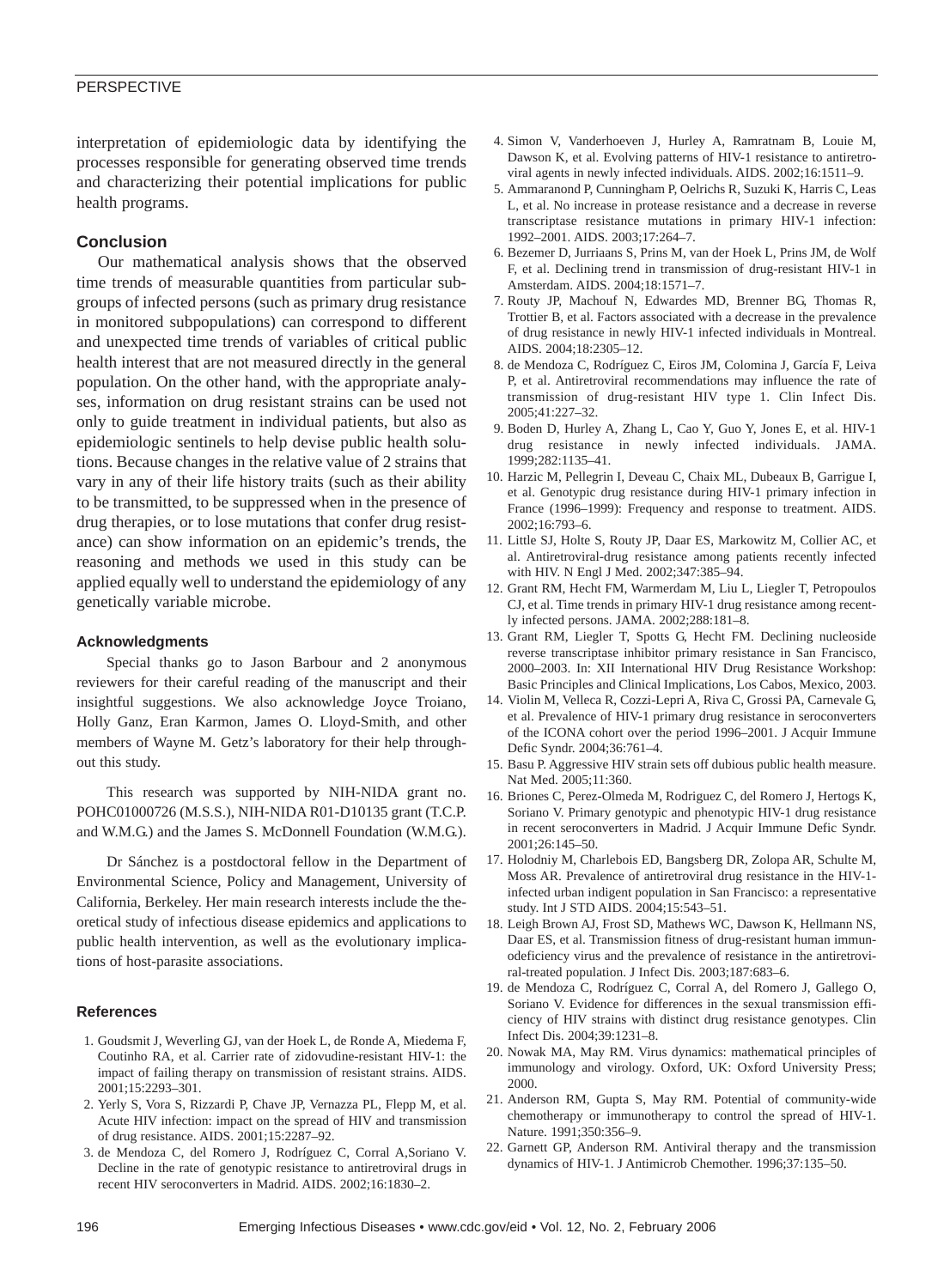interpretation of epidemiologic data by identifying the processes responsible for generating observed time trends and characterizing their potential implications for public health programs.

## Conclusion

Our mathematical analysis shows that the observed time trends of measurable quantities from particular subgroups of infected persons (such as primary drug resistance in monitored subpopulations) can correspond to different and unexpected time trends of variables of critical public health interest that are not measured directly in the general population. On the other hand, with the appropriate analyses, information on drug resistant strains can be used not only to guide treatment in individual patients, but also as epidemiologic sentinels to help devise public health solutions. Because changes in the relative value of 2 strains that vary in any of their life history traits (such as their ability to be transmitted, to be suppressed when in the presence of drug therapies, or to lose mutations that confer drug resistance) can show information on an epidemic's trends, the reasoning and methods we used in this study can be applied equally well to understand the epidemiology of any genetically variable microbe.

### Acknowledgments

Special thanks go to Jason Barbour and 2 anonymous reviewers for their careful reading of the manuscript and their insightful suggestions. We also acknowledge Joyce Troiano, Holly Ganz, Eran Karmon, James O. Lloyd-Smith, and other members of Wayne M. Getz's laboratory for their help throughout this study.

This research was supported by NIH-NIDA grant no. POHC01000726 (M.S.S.), NIH-NIDA R01-D10135 grant (T.C.P. and W.M.G.) and the James S. McDonnell Foundation (W.M.G.).

Dr Sánchez is a postdoctoral fellow in the Department of Environmental Science, Policy and Management, University of California, Berkeley. Her main research interests include the theoretical study of infectious disease epidemics and applications to public health intervention, as well as the evolutionary implications of host-parasite associations.

### References

1. Goudsmit J, Weverling GJ, van der Hoek L, de Ronde A, Miedema F, Coutinho RA, et al. Carrier rate of zidovudine-resistant HIV-1: the impact of failing therapy on transmission of resistant strains. AIDS. 2001;15:2293–301.
2. Yerly S, Vora S, Rizzardi P, Chave JP, Vernazza PL, Flepp M, et al. Acute HIV infection: impact on the spread of HIV and transmission of drug resistance. AIDS. 2001;15:2287–92.
3. de Mendoza C, del Romero J, Rodríguez C, Corral A,Soriano V. Decline in the rate of genotypic resistance to antiretroviral drugs in recent HIV seroconverters in Madrid. AIDS. 2002;16:1830–2.
4. Simon V, Vanderhoeven J, Hurley A, Ramratnam B, Louie M, Dawson K, et al. Evolving patterns of HIV-1 resistance to antiretroviral agents in newly infected individuals. AIDS. 2002;16:1511–9.
5. Ammaranond P, Cunningham P, Oelrichs R, Suzuki K, Harris C, Leas L, et al. No increase in protease resistance and a decrease in reverse transcriptase resistance mutations in primary HIV-1 infection: 1992–2001. AIDS. 2003;17:264–7.
6. Bezemer D, Jurriaans S, Prins M, van der Hoek L, Prins JM, de Wolf F, et al. Declining trend in transmission of drug-resistant HIV-1 in Amsterdam. AIDS. 2004;18:1571–7.
7. Routy JP, Machouf N, Edwardes MD, Brenner BG, Thomas R, Trottier B, et al. Factors associated with a decrease in the prevalence of drug resistance in newly HIV-1 infected individuals in Montreal. AIDS. 2004;18:2305–12.
8. de Mendoza C, Rodríguez C, Eiros JM, Colomina J, García F, Leiva P, et al. Antiretroviral recommendations may influence the rate of transmission of drug-resistant HIV type 1. Clin Infect Dis. 2005;41:227–32.
9. Boden D, Hurley A, Zhang L, Cao Y, Guo Y, Jones E, et al. HIV-1 drug resistance in newly infected individuals. JAMA. 1999;282:1135–41.
10. Harzic M, Pellegrin I, Deveau C, Chaix ML, Dubeaux B, Garrigue I, et al. Genotypic drug resistance during HIV-1 primary infection in France (1996–1999): Frequency and response to treatment. AIDS. 2002;16:793–6.
11. Little SJ, Holte S, Routy JP, Daar ES, Markowitz M, Collier AC, et al. Antiretroviral-drug resistance among patients recently infected with HIV. N Engl J Med. 2002;347:385–94.
12. Grant RM, Hecht FM, Warmerdam M, Liu L, Liegler T, Petropoulos CJ, et al. Time trends in primary HIV-1 drug resistance among recently infected persons. JAMA. 2002;288:181–8.
13. Grant RM, Liegler T, Spotts G, Hecht FM. Declining nucleoside reverse transcriptase inhibitor primary resistance in San Francisco, 2000–2003. In: XII International HIV Drug Resistance Workshop: Basic Principles and Clinical Implications, Los Cabos, Mexico, 2003.
14. Violin M, Velleca R, Cozzi-Lepri A, Riva C, Grossi PA, Carnevale G, et al. Prevalence of HIV-1 primary drug resistance in seroconverters of the ICONA cohort over the period 1996–2001. J Acquir Immune Defic Syndr. 2004;36:761–4.
15. Basu P. Aggressive HIV strain sets off dubious public health measure. Nat Med. 2005;11:360.
16. Briones C, Perez-Olmeda M, Rodriguez C, del Romero J, Hertogs K, Soriano V. Primary genotypic and phenotypic HIV-1 drug resistance in recent seroconverters in Madrid. J Acquir Immune Defic Syndr. 2001;26:145–50.
17. Holodniy M, Charlebois ED, Bangsberg DR, Zolopa AR, Schulte M, Moss AR. Prevalence of antiretroviral drug resistance in the HIV-1-infected urban indigent population in San Francisco: a representative study. Int J STD AIDS. 2004;15:543–51.
18. Leigh Brown AJ, Frost SD, Mathews WC, Dawson K, Hellmann NS, Daar ES, et al. Transmission fitness of drug-resistant human immunodeficiency virus and the prevalence of resistance in the antiretroviral-treated population. J Infect Dis. 2003;187:683–6.
19. de Mendoza C, Rodríguez C, Corral A, del Romero J, Gallego O, Soriano V. Evidence for differences in the sexual transmission efficiency of HIV strains with distinct drug resistance genotypes. Clin Infect Dis. 2004;39:1231–8.
20. Nowak MA, May RM. Virus dynamics: mathematical principles of immunology and virology. Oxford, UK: Oxford University Press; 2000.
21. Anderson RM, Gupta S, May RM. Potential of community-wide chemotherapy or immunotherapy to control the spread of HIV-1. Nature. 1991;350:356–9.
22. Garnett GP, Anderson RM. Antiviral therapy and the transmission dynamics of HIV-1. J Antimicrob Chemother. 1996;37:135–50.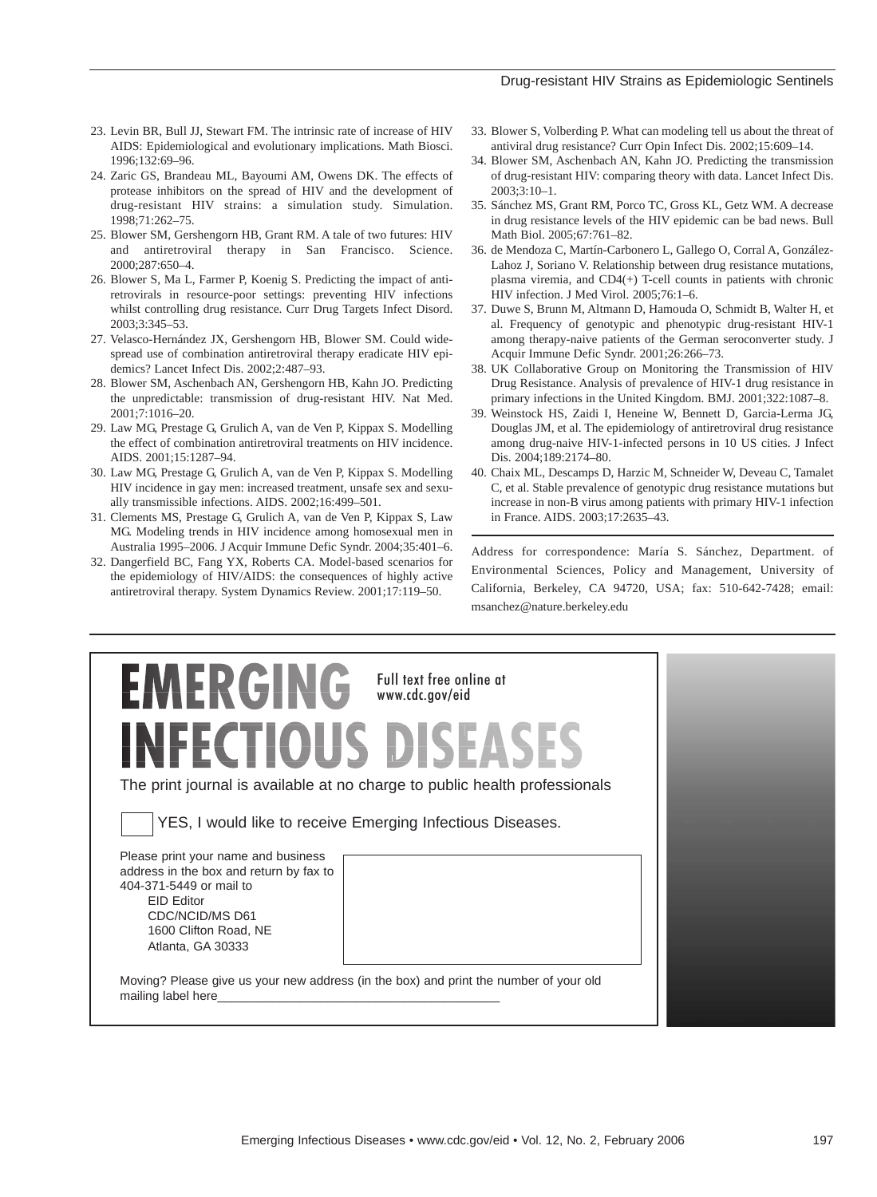23. Levin BR, Bull JJ, Stewart FM. The intrinsic rate of increase of HIV AIDS: Epidemiological and evolutionary implications. Math Biosci. 1996;132:69–96.
24. Zaric GS, Brandeau ML, Bayoumi AM, Owens DK. The effects of protease inhibitors on the spread of HIV and the development of drug-resistant HIV strains: a simulation study. Simulation. 1998;71:262–75.
25. Blower SM, Gershengorn HB, Grant RM. A tale of two futures: HIV and antiretroviral therapy in San Francisco. Science. 2000;287:650–4.
26. Blower S, Ma L, Farmer P, Koenig S. Predicting the impact of antiretrovirals in resource-poor settings: preventing HIV infections whilst controlling drug resistance. Curr Drug Targets Infect Disord. 2003;3:345–53.
27. Velasco-Hernández JX, Gershengorn HB, Blower SM. Could widespread use of combination antiretroviral therapy eradicate HIV epidemics? Lancet Infect Dis. 2002;2:487–93.
28. Blower SM, Aschenbach AN, Gershengorn HB, Kahn JO. Predicting the unpredictable: transmission of drug-resistant HIV. Nat Med. 2001;7:1016–20.
29. Law MG, Prestage G, Grulich A, van de Ven P, Kippax S. Modelling the effect of combination antiretroviral treatments on HIV incidence. AIDS. 2001;15:1287–94.
30. Law MG, Prestage G, Grulich A, van de Ven P, Kippax S. Modelling HIV incidence in gay men: increased treatment, unsafe sex and sexually transmissible infections. AIDS. 2002;16:499–501.
31. Clements MS, Prestage G, Grulich A, van de Ven P, Kippax S, Law MG. Modeling trends in HIV incidence among homosexual men in Australia 1995–2006. J Acquir Immune Defic Syndr. 2004;35:401–6.
32. Dangerfield BC, Fang YX, Roberts CA. Model-based scenarios for the epidemiology of HIV/AIDS: the consequences of highly active antiretroviral therapy. System Dynamics Review. 2001;17:119–50.
33. Blower S, Volberding P. What can modeling tell us about the threat of antiviral drug resistance? Curr Opin Infect Dis. 2002;15:609–14.
34. Blower SM, Aschenbach AN, Kahn JO. Predicting the transmission of drug-resistant HIV: comparing theory with data. Lancet Infect Dis. 2003;3:10–1.
35. Sánchez MS, Grant RM, Porco TC, Gross KL, Getz WM. A decrease in drug resistance levels of the HIV epidemic can be bad news. Bull Math Biol. 2005;67:761–82.
36. de Mendoza C, Martín-Carbonero L, Gallego O, Corral A, González-Lahoz J, Soriano V. Relationship between drug resistance mutations, plasma viremia, and CD4(+) T-cell counts in patients with chronic HIV infection. J Med Virol. 2005;76:1–6.
37. Duwe S, Brunn M, Altmann D, Hamouda O, Schmidt B, Walter H, et al. Frequency of genotypic and phenotypic drug-resistant HIV-1 among therapy-naive patients of the German seroconverter study. J Acquir Immune Defic Syndr. 2001;26:266–73.
38. UK Collaborative Group on Monitoring the Transmission of HIV Drug Resistance. Analysis of prevalence of HIV-1 drug resistance in primary infections in the United Kingdom. BMJ. 2001;322:1087–8.
39. Weinstock HS, Zaidi I, Heneine W, Bennett D, Garcia-Lerma JG, Douglas JM, et al. The epidemiology of antiretroviral drug resistance among drug-naive HIV-1-infected persons in 10 US cities. J Infect Dis. 2004;189:2174–80.
40. Chaix ML, Descamps D, Harzic M, Schneider W, Deveau C, Tamalet C, et al. Stable prevalence of genotypic drug resistance mutations but increase in non-B virus among patients with primary HIV-1 infection in France. AIDS. 2003;17:2635–43.

Address for correspondence: María S. Sánchez, Department. of Environmental Sciences, Policy and Management, University of California, Berkeley, CA 94720, USA; fax: 510-642-7428; email: msanchez@nature.berkeley.edu

---

# EMERGING INFECTIOUS DISEASES

Full text free online at www.cdc.gov/eid

The print journal is available at no charge to public health professionals

☐ YES, I would like to receive Emerging Infectious Diseases.

Please print your name and business address in the box and return by fax to 404-371-5449 or mail to

EID Editor
CDC/NCID/MS D61
1600 Clifton Road, NE
Atlanta, GA 30333

Moving? Please give us your new address (in the box) and print the number of your old mailing label here_________________________________________